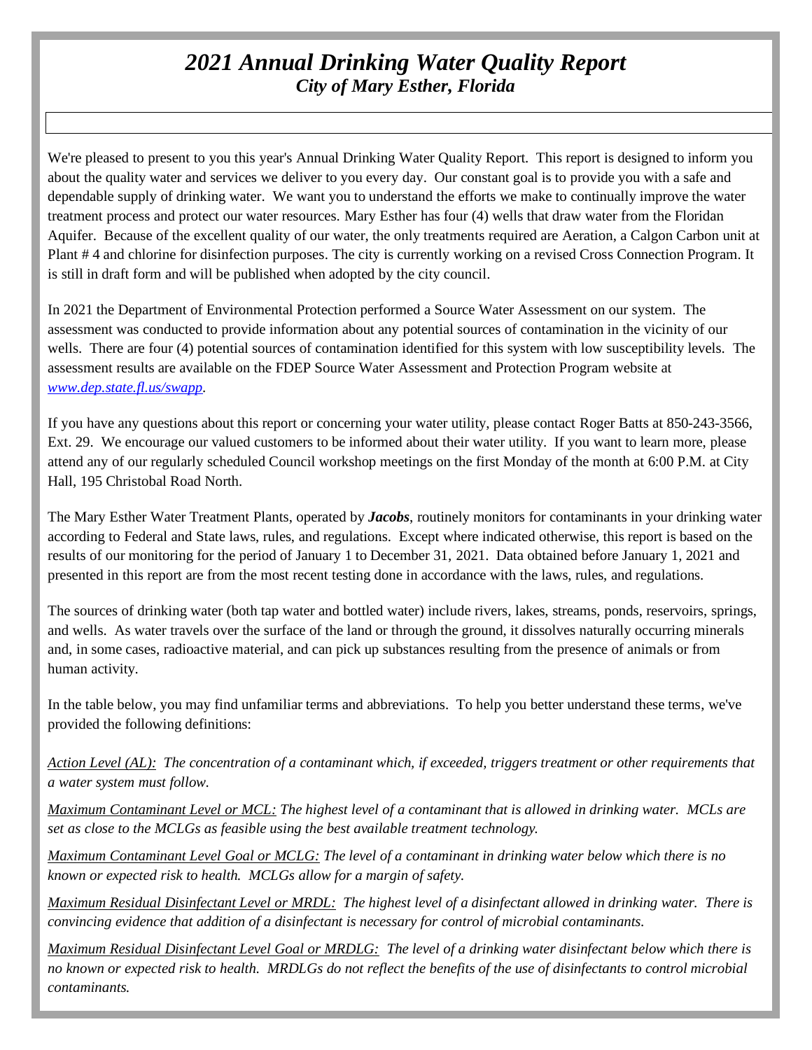# *2021 Annual Drinking Water Quality Report*

## *City of Mary Esther, Florida*

We're pleased to present to you this year's Annual Drinking Water Quality Report. This report is designed to inform you about the quality water and services we deliver to you every day. Our constant goal is to provide you with a safe and dependable supply of drinking water. We want you to understand the efforts we make to continually improve the water treatment process and protect our water resources. Mary Esther has four (4) wells that draw water from the Floridan Aquifer. Because of the excellent quality of our water, the only treatments required are Aeration, a Calgon Carbon unit at Plant # 4 and chlorine for disinfection purposes. The city is currently working on a revised Cross Connection Program. It is still in draft form and will be published when adopted by the city council.

In 2021 the Department of Environmental Protection performed a Source Water Assessment on our system. The assessment was conducted to provide information about any potential sources of contamination in the vicinity of our wells. There are four (4) potential sources of contamination identified for this system with low susceptibility levels. The assessment results are available on the FDEP Source Water Assessment and Protection Program website at *www.dep.state.fl.us/swapp*.

If you have any questions about this report or concerning your water utility, please contact Roger Batts at 850-243-3566, Ext. 29. We encourage our valued customers to be informed about their water utility. If you want to learn more, please attend any of our regularly scheduled Council workshop meetings on the first Monday of the month at 6:00 P.M. at City Hall, 195 Christobal Road North.

The Mary Esther Water Treatment Plants, operated by ***Jacobs***, routinely monitors for contaminants in your drinking water according to Federal and State laws, rules, and regulations. Except where indicated otherwise, this report is based on the results of our monitoring for the period of January 1 to December 31, 2021. Data obtained before January 1, 2021 and presented in this report are from the most recent testing done in accordance with the laws, rules, and regulations.

The sources of drinking water (both tap water and bottled water) include rivers, lakes, streams, ponds, reservoirs, springs, and wells. As water travels over the surface of the land or through the ground, it dissolves naturally occurring minerals and, in some cases, radioactive material, and can pick up substances resulting from the presence of animals or from human activity.

In the table below, you may find unfamiliar terms and abbreviations. To help you better understand these terms, we've provided the following definitions:

*Action Level (AL): The concentration of a contaminant which, if exceeded, triggers treatment or other requirements that a water system must follow.*

*Maximum Contaminant Level or MCL: The highest level of a contaminant that is allowed in drinking water. MCLs are set as close to the MCLGs as feasible using the best available treatment technology.*

*Maximum Contaminant Level Goal or MCLG: The level of a contaminant in drinking water below which there is no known or expected risk to health. MCLGs allow for a margin of safety.*

*Maximum Residual Disinfectant Level or MRDL: The highest level of a disinfectant allowed in drinking water. There is convincing evidence that addition of a disinfectant is necessary for control of microbial contaminants.*

*Maximum Residual Disinfectant Level Goal or MRDLG: The level of a drinking water disinfectant below which there is no known or expected risk to health. MRDLGs do not reflect the benefits of the use of disinfectants to control microbial contaminants.*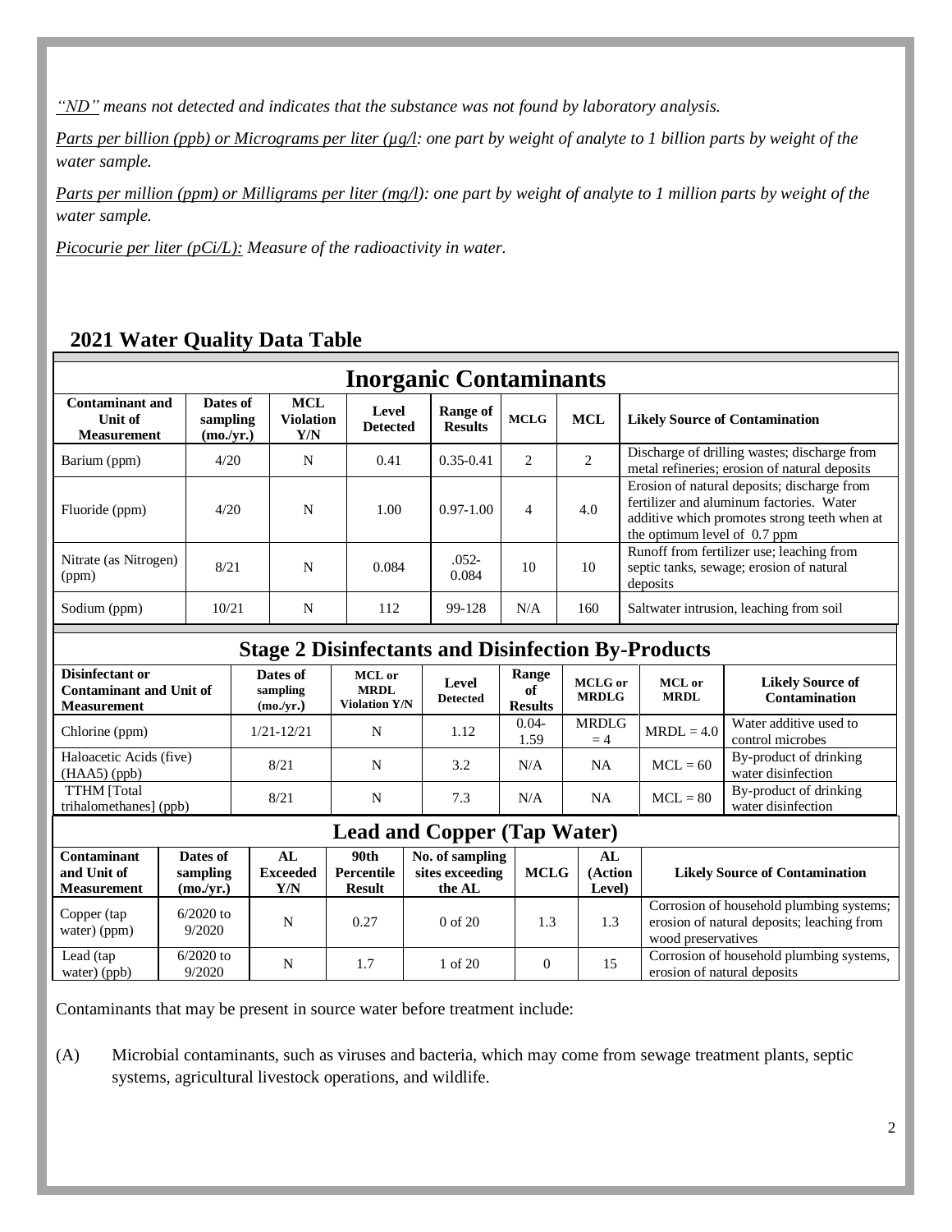*"ND" means not detected and indicates that the substance was not found by laboratory analysis.*

*Parts per billion (ppb) or Micrograms per liter (µg/l: one part by weight of analyte to 1 billion parts by weight of the water sample.*

*Parts per million (ppm) or Milligrams per liter (mg/l): one part by weight of analyte to 1 million parts by weight of the water sample.*

*Picocurie per liter (pCi/L): Measure of the radioactivity in water.*

## 2021 Water Quality Data Table

### Inorganic Contaminants

| Contaminant and Unit of Measurement | Dates of sampling (mo./yr.) | MCL Violation Y/N | Level Detected | Range of Results | MCLG | MCL | Likely Source of Contamination |
|---|---|---|---|---|---|---|---|
| Barium (ppm) | 4/20 | N | 0.41 | 0.35-0.41 | 2 | 2 | Discharge of drilling wastes; discharge from metal refineries; erosion of natural deposits |
| Fluoride (ppm) | 4/20 | N | 1.00 | 0.97-1.00 | 4 | 4.0 | Erosion of natural deposits; discharge from fertilizer and aluminum factories. Water additive which promotes strong teeth when at the optimum level of 0.7 ppm |
| Nitrate (as Nitrogen) (ppm) | 8/21 | N | 0.084 | .052-0.084 | 10 | 10 | Runoff from fertilizer use; leaching from septic tanks, sewage; erosion of natural deposits |
| Sodium (ppm) | 10/21 | N | 112 | 99-128 | N/A | 160 | Saltwater intrusion, leaching from soil |

### Stage 2 Disinfectants and Disinfection By-Products

| Disinfectant or Contaminant and Unit of Measurement | Dates of sampling (mo./yr.) | MCL or MRDL Violation Y/N | Level Detected | Range of Results | MCLG or MRDLG | MCL or MRDL | Likely Source of Contamination |
|---|---|---|---|---|---|---|---|
| Chlorine (ppm) | 1/21-12/21 | N | 1.12 | 0.04-1.59 | MRDLG = 4 | MRDL = 4.0 | Water additive used to control microbes |
| Haloacetic Acids (five) (HAA5) (ppb) | 8/21 | N | 3.2 | N/A | NA | MCL = 60 | By-product of drinking water disinfection |
| TTHM [Total trihalomethanes] (ppb) | 8/21 | N | 7.3 | N/A | NA | MCL = 80 | By-product of drinking water disinfection |

### Lead and Copper (Tap Water)

| Contaminant and Unit of Measurement | Dates of sampling (mo./yr.) | AL Exceeded Y/N | 90th Percentile Result | No. of sampling sites exceeding the AL | MCLG | AL (Action Level) | Likely Source of Contamination |
|---|---|---|---|---|---|---|---|
| Copper (tap water) (ppm) | 6/2020 to 9/2020 | N | 0.27 | 0 of 20 | 1.3 | 1.3 | Corrosion of household plumbing systems; erosion of natural deposits; leaching from wood preservatives |
| Lead (tap water) (ppb) | 6/2020 to 9/2020 | N | 1.7 | 1 of 20 | 0 | 15 | Corrosion of household plumbing systems, erosion of natural deposits |

Contaminants that may be present in source water before treatment include:

(A) Microbial contaminants, such as viruses and bacteria, which may come from sewage treatment plants, septic systems, agricultural livestock operations, and wildlife.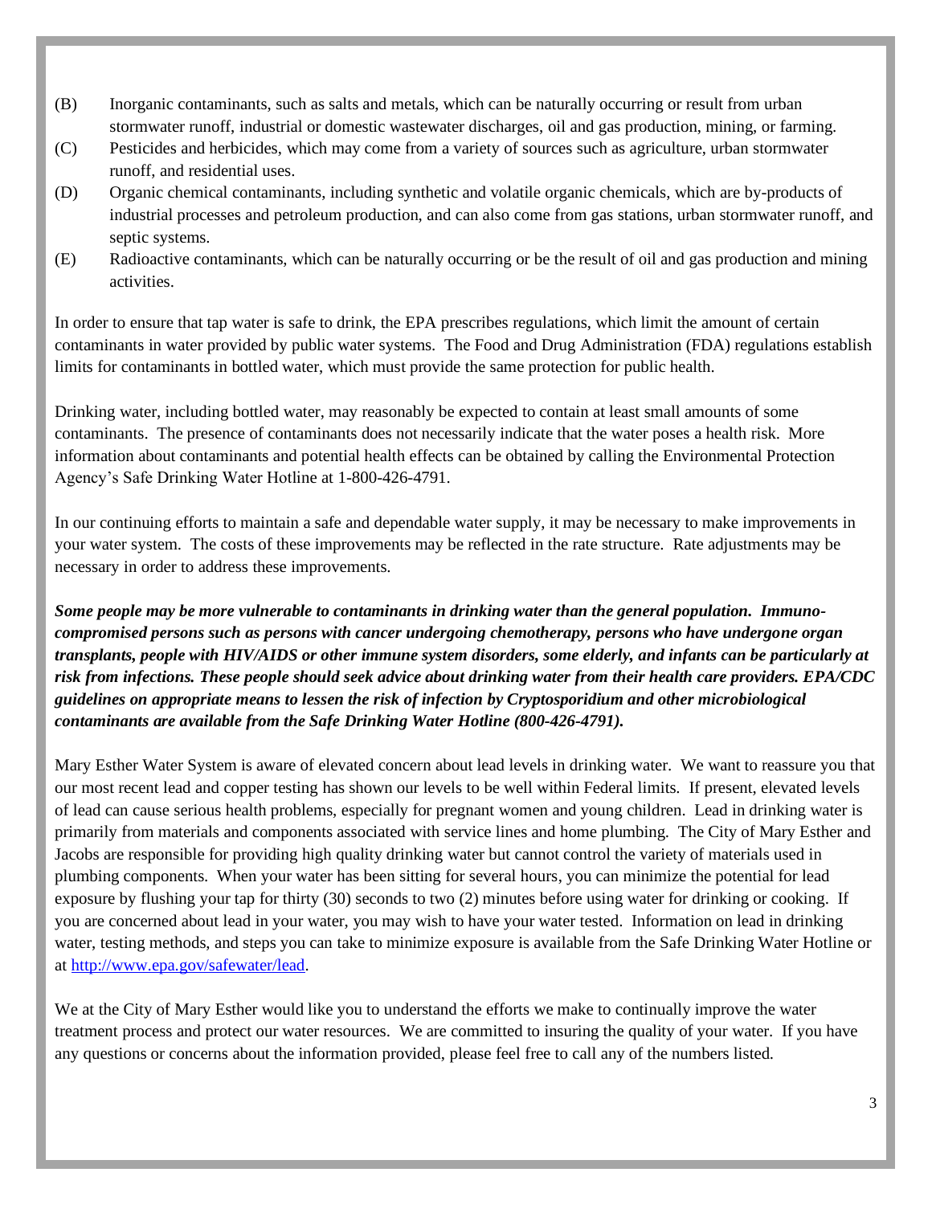(B) Inorganic contaminants, such as salts and metals, which can be naturally occurring or result from urban stormwater runoff, industrial or domestic wastewater discharges, oil and gas production, mining, or farming.

(C) Pesticides and herbicides, which may come from a variety of sources such as agriculture, urban stormwater runoff, and residential uses.

(D) Organic chemical contaminants, including synthetic and volatile organic chemicals, which are by-products of industrial processes and petroleum production, and can also come from gas stations, urban stormwater runoff, and septic systems.

(E) Radioactive contaminants, which can be naturally occurring or be the result of oil and gas production and mining activities.

In order to ensure that tap water is safe to drink, the EPA prescribes regulations, which limit the amount of certain contaminants in water provided by public water systems. The Food and Drug Administration (FDA) regulations establish limits for contaminants in bottled water, which must provide the same protection for public health.

Drinking water, including bottled water, may reasonably be expected to contain at least small amounts of some contaminants. The presence of contaminants does not necessarily indicate that the water poses a health risk. More information about contaminants and potential health effects can be obtained by calling the Environmental Protection Agency's Safe Drinking Water Hotline at 1-800-426-4791.

In our continuing efforts to maintain a safe and dependable water supply, it may be necessary to make improvements in your water system. The costs of these improvements may be reflected in the rate structure. Rate adjustments may be necessary in order to address these improvements.

***Some people may be more vulnerable to contaminants in drinking water than the general population. Immuno-compromised persons such as persons with cancer undergoing chemotherapy, persons who have undergone organ transplants, people with HIV/AIDS or other immune system disorders, some elderly, and infants can be particularly at risk from infections. These people should seek advice about drinking water from their health care providers. EPA/CDC guidelines on appropriate means to lessen the risk of infection by Cryptosporidium and other microbiological contaminants are available from the Safe Drinking Water Hotline (800-426-4791).***

Mary Esther Water System is aware of elevated concern about lead levels in drinking water. We want to reassure you that our most recent lead and copper testing has shown our levels to be well within Federal limits. If present, elevated levels of lead can cause serious health problems, especially for pregnant women and young children. Lead in drinking water is primarily from materials and components associated with service lines and home plumbing. The City of Mary Esther and Jacobs are responsible for providing high quality drinking water but cannot control the variety of materials used in plumbing components. When your water has been sitting for several hours, you can minimize the potential for lead exposure by flushing your tap for thirty (30) seconds to two (2) minutes before using water for drinking or cooking. If you are concerned about lead in your water, you may wish to have your water tested. Information on lead in drinking water, testing methods, and steps you can take to minimize exposure is available from the Safe Drinking Water Hotline or at [http://www.epa.gov/safewater/lead](http://www.epa.gov/safewater/lead).

We at the City of Mary Esther would like you to understand the efforts we make to continually improve the water treatment process and protect our water resources. We are committed to insuring the quality of your water. If you have any questions or concerns about the information provided, please feel free to call any of the numbers listed.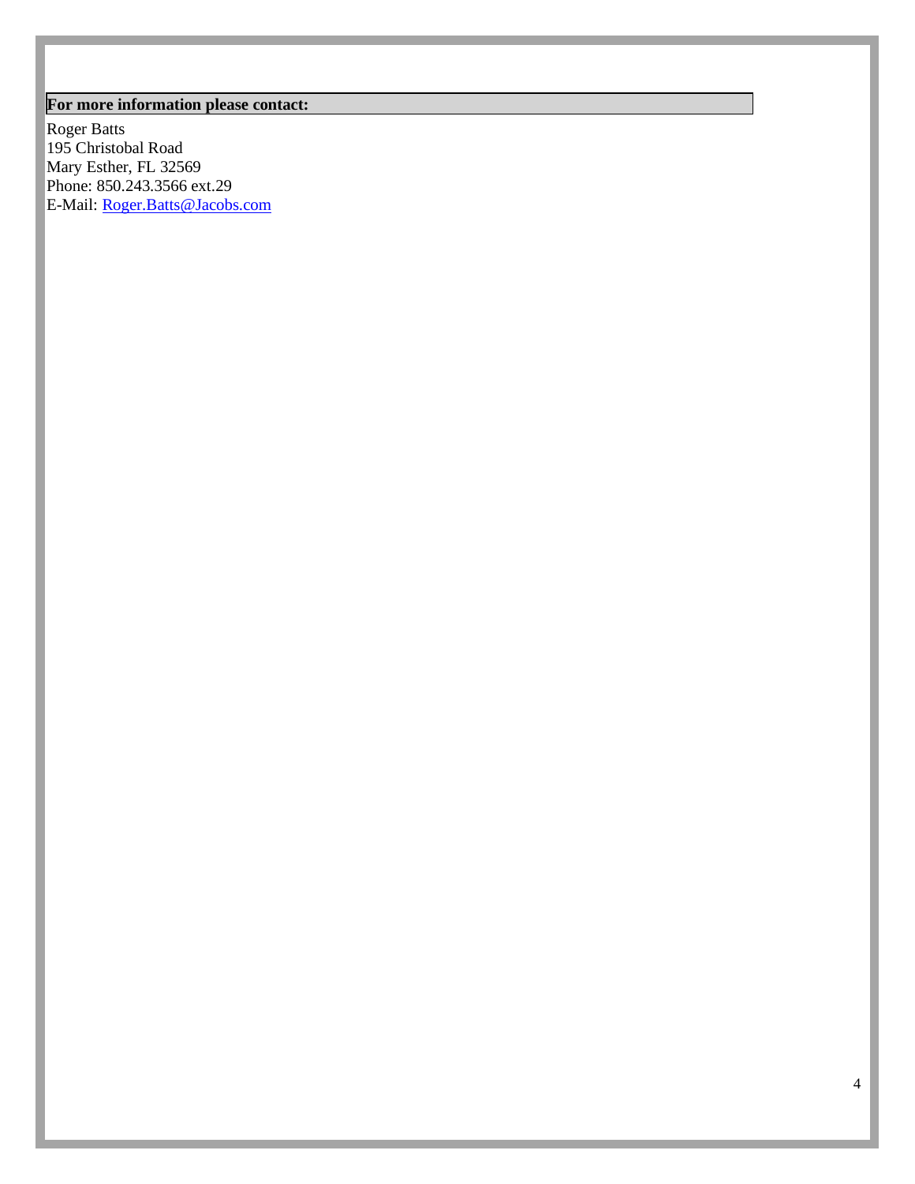**For more information please contact:**

Roger Batts
195 Christobal Road
Mary Esther, FL 32569
Phone: 850.243.3566 ext.29
E-Mail: Roger.Batts@Jacobs.com